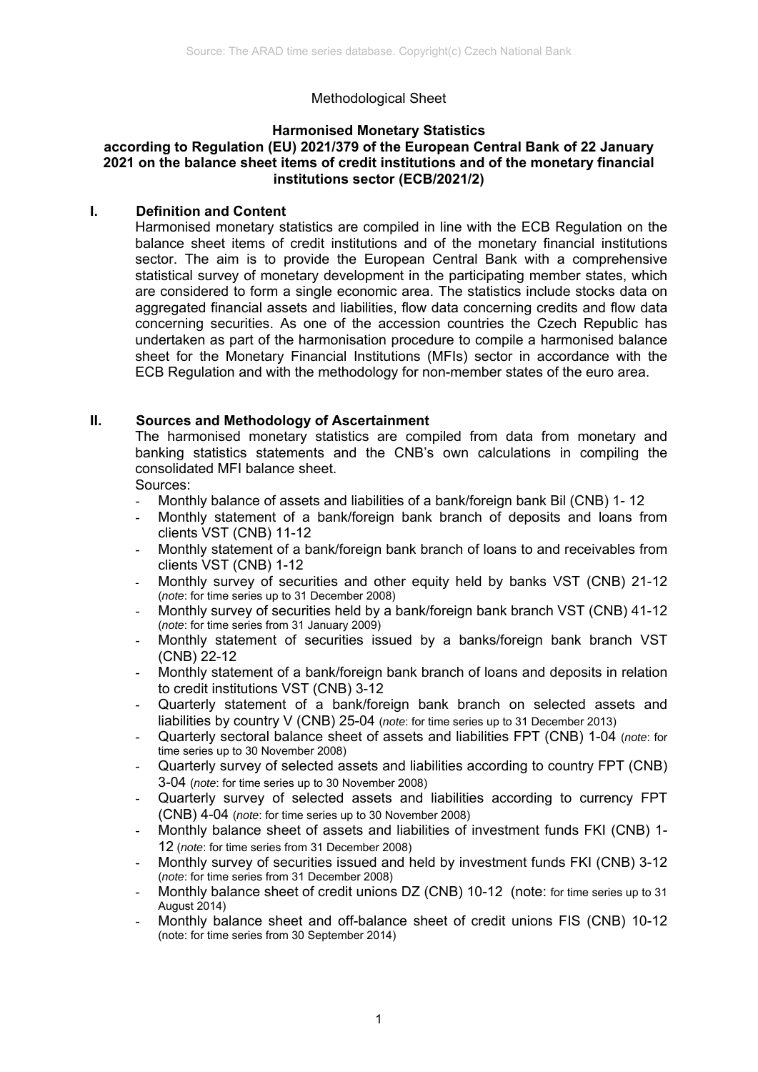Methodological Sheet

# Harmonised Monetary Statistics according to Regulation (EU) 2021/379 of the European Central Bank of 22 January 2021 on the balance sheet items of credit institutions and of the monetary financial institutions sector (ECB/2021/2)

## I. Definition and Content

Harmonised monetary statistics are compiled in line with the ECB Regulation on the balance sheet items of credit institutions and of the monetary financial institutions sector. The aim is to provide the European Central Bank with a comprehensive statistical survey of monetary development in the participating member states, which are considered to form a single economic area. The statistics include stocks data on aggregated financial assets and liabilities, flow data concerning credits and flow data concerning securities. As one of the accession countries the Czech Republic has undertaken as part of the harmonisation procedure to compile a harmonised balance sheet for the Monetary Financial Institutions (MFIs) sector in accordance with the ECB Regulation and with the methodology for non-member states of the euro area.

## II. Sources and Methodology of Ascertainment

The harmonised monetary statistics are compiled from data from monetary and banking statistics statements and the CNB's own calculations in compiling the consolidated MFI balance sheet.

Sources:

- Monthly balance of assets and liabilities of a bank/foreign bank Bil (CNB) 1- 12
- Monthly statement of a bank/foreign bank branch of deposits and loans from clients VST (CNB) 11-12
- Monthly statement of a bank/foreign bank branch of loans to and receivables from clients VST (CNB) 1-12
- Monthly survey of securities and other equity held by banks VST (CNB) 21-12 (*note*: for time series up to 31 December 2008)
- Monthly survey of securities held by a bank/foreign bank branch VST (CNB) 41-12 (*note*: for time series from 31 January 2009)
- Monthly statement of securities issued by a banks/foreign bank branch VST (CNB) 22-12
- Monthly statement of a bank/foreign bank branch of loans and deposits in relation to credit institutions VST (CNB) 3-12
- Quarterly statement of a bank/foreign bank branch on selected assets and liabilities by country V (CNB) 25-04 (*note*: for time series up to 31 December 2013)
- Quarterly sectoral balance sheet of assets and liabilities FPT (CNB) 1-04 (*note*: for time series up to 30 November 2008)
- Quarterly survey of selected assets and liabilities according to country FPT (CNB) 3-04 (*note*: for time series up to 30 November 2008)
- Quarterly survey of selected assets and liabilities according to currency FPT (CNB) 4-04 (*note*: for time series up to 30 November 2008)
- Monthly balance sheet of assets and liabilities of investment funds FKI (CNB) 1-12 (*note*: for time series from 31 December 2008)
- Monthly survey of securities issued and held by investment funds FKI (CNB) 3-12 (*note*: for time series from 31 December 2008)
- Monthly balance sheet of credit unions DZ (CNB) 10-12 (note: for time series up to 31 August 2014)
- Monthly balance sheet and off-balance sheet of credit unions FIS (CNB) 10-12 (note: for time series from 30 September 2014)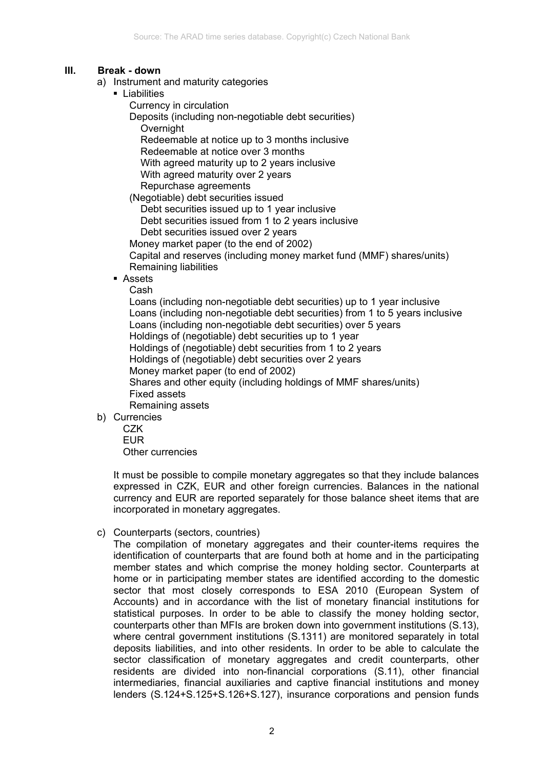## III. Break - down

a) Instrument and maturity categories

- Liabilities
  - Currency in circulation
  - Deposits (including non-negotiable debt securities)
    - Overnight
    - Redeemable at notice up to 3 months inclusive
    - Redeemable at notice over 3 months
    - With agreed maturity up to 2 years inclusive
    - With agreed maturity over 2 years
    - Repurchase agreements
  - (Negotiable) debt securities issued
    - Debt securities issued up to 1 year inclusive
    - Debt securities issued from 1 to 2 years inclusive
    - Debt securities issued over 2 years
  - Money market paper (to the end of 2002)
  - Capital and reserves (including money market fund (MMF) shares/units)
  - Remaining liabilities
- Assets
  - Cash
  - Loans (including non-negotiable debt securities) up to 1 year inclusive
  - Loans (including non-negotiable debt securities) from 1 to 5 years inclusive
  - Loans (including non-negotiable debt securities) over 5 years
  - Holdings of (negotiable) debt securities up to 1 year
  - Holdings of (negotiable) debt securities from 1 to 2 years
  - Holdings of (negotiable) debt securities over 2 years
  - Money market paper (to end of 2002)
  - Shares and other equity (including holdings of MMF shares/units)
  - Fixed assets
  - Remaining assets

b) Currencies

- CZK
- EUR
- Other currencies

It must be possible to compile monetary aggregates so that they include balances expressed in CZK, EUR and other foreign currencies. Balances in the national currency and EUR are reported separately for those balance sheet items that are incorporated in monetary aggregates.

c) Counterparts (sectors, countries)

The compilation of monetary aggregates and their counter-items requires the identification of counterparts that are found both at home and in the participating member states and which comprise the money holding sector. Counterparts at home or in participating member states are identified according to the domestic sector that most closely corresponds to ESA 2010 (European System of Accounts) and in accordance with the list of monetary financial institutions for statistical purposes. In order to be able to classify the money holding sector, counterparts other than MFIs are broken down into government institutions (S.13), where central government institutions (S.1311) are monitored separately in total deposits liabilities, and into other residents. In order to be able to calculate the sector classification of monetary aggregates and credit counterparts, other residents are divided into non-financial corporations (S.11), other financial intermediaries, financial auxiliaries and captive financial institutions and money lenders (S.124+S.125+S.126+S.127), insurance corporations and pension funds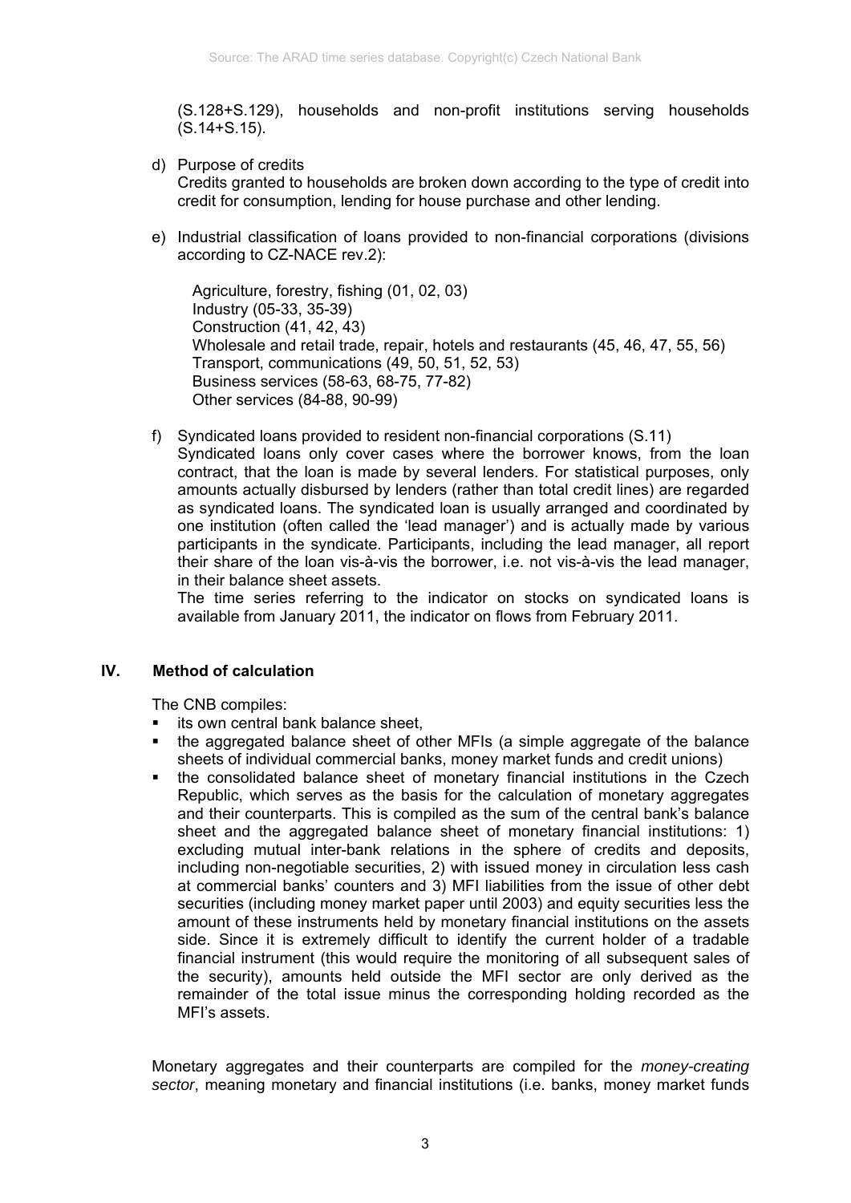(S.128+S.129), households and non-profit institutions serving households (S.14+S.15).

d) Purpose of credits
   Credits granted to households are broken down according to the type of credit into credit for consumption, lending for house purchase and other lending.

e) Industrial classification of loans provided to non-financial corporations (divisions according to CZ-NACE rev.2):

   Agriculture, forestry, fishing (01, 02, 03)
   Industry (05-33, 35-39)
   Construction (41, 42, 43)
   Wholesale and retail trade, repair, hotels and restaurants (45, 46, 47, 55, 56)
   Transport, communications (49, 50, 51, 52, 53)
   Business services (58-63, 68-75, 77-82)
   Other services (84-88, 90-99)

f) Syndicated loans provided to resident non-financial corporations (S.11)
   Syndicated loans only cover cases where the borrower knows, from the loan contract, that the loan is made by several lenders. For statistical purposes, only amounts actually disbursed by lenders (rather than total credit lines) are regarded as syndicated loans. The syndicated loan is usually arranged and coordinated by one institution (often called the 'lead manager') and is actually made by various participants in the syndicate. Participants, including the lead manager, all report their share of the loan vis-à-vis the borrower, i.e. not vis-à-vis the lead manager, in their balance sheet assets.
   The time series referring to the indicator on stocks on syndicated loans is available from January 2011, the indicator on flows from February 2011.

## IV. Method of calculation

The CNB compiles:

- its own central bank balance sheet,
- the aggregated balance sheet of other MFIs (a simple aggregate of the balance sheets of individual commercial banks, money market funds and credit unions)
- the consolidated balance sheet of monetary financial institutions in the Czech Republic, which serves as the basis for the calculation of monetary aggregates and their counterparts. This is compiled as the sum of the central bank's balance sheet and the aggregated balance sheet of monetary financial institutions: 1) excluding mutual inter-bank relations in the sphere of credits and deposits, including non-negotiable securities, 2) with issued money in circulation less cash at commercial banks' counters and 3) MFI liabilities from the issue of other debt securities (including money market paper until 2003) and equity securities less the amount of these instruments held by monetary financial institutions on the assets side. Since it is extremely difficult to identify the current holder of a tradable financial instrument (this would require the monitoring of all subsequent sales of the security), amounts held outside the MFI sector are only derived as the remainder of the total issue minus the corresponding holding recorded as the MFI's assets.

Monetary aggregates and their counterparts are compiled for the *money-creating sector*, meaning monetary and financial institutions (i.e. banks, money market funds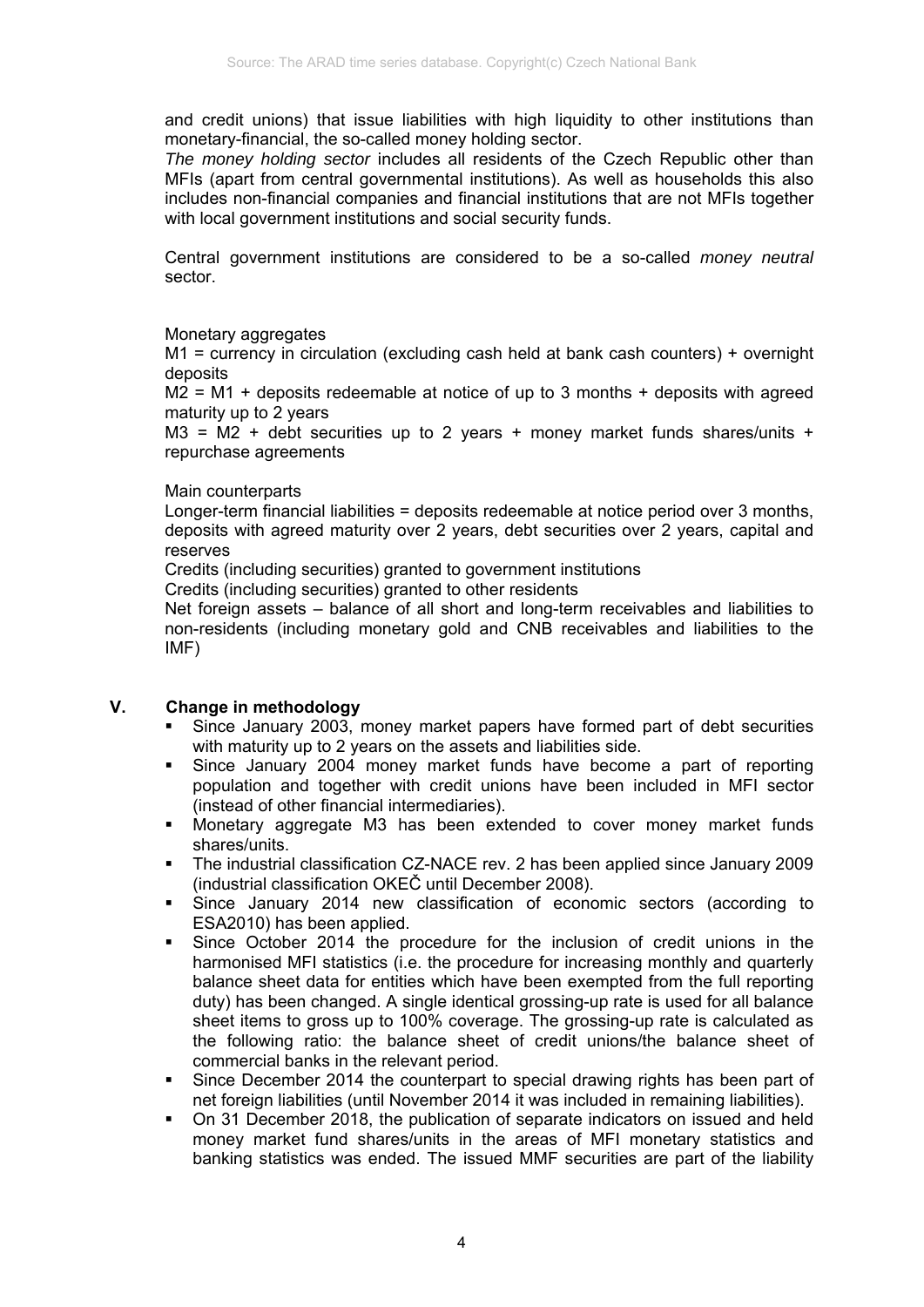and credit unions) that issue liabilities with high liquidity to other institutions than monetary-financial, the so-called money holding sector.

*The money holding sector* includes all residents of the Czech Republic other than MFIs (apart from central governmental institutions). As well as households this also includes non-financial companies and financial institutions that are not MFIs together with local government institutions and social security funds.

Central government institutions are considered to be a so-called *money neutral* sector.

Monetary aggregates

M1 = currency in circulation (excluding cash held at bank cash counters) + overnight deposits

M2 = M1 + deposits redeemable at notice of up to 3 months + deposits with agreed maturity up to 2 years

M3 = M2 + debt securities up to 2 years + money market funds shares/units + repurchase agreements

Main counterparts

Longer-term financial liabilities = deposits redeemable at notice period over 3 months, deposits with agreed maturity over 2 years, debt securities over 2 years, capital and reserves

Credits (including securities) granted to government institutions

Credits (including securities) granted to other residents

Net foreign assets – balance of all short and long-term receivables and liabilities to non-residents (including monetary gold and CNB receivables and liabilities to the IMF)

## V. Change in methodology

- Since January 2003, money market papers have formed part of debt securities with maturity up to 2 years on the assets and liabilities side.
- Since January 2004 money market funds have become a part of reporting population and together with credit unions have been included in MFI sector (instead of other financial intermediaries).
- Monetary aggregate M3 has been extended to cover money market funds shares/units.
- The industrial classification CZ-NACE rev. 2 has been applied since January 2009 (industrial classification OKEČ until December 2008).
- Since January 2014 new classification of economic sectors (according to ESA2010) has been applied.
- Since October 2014 the procedure for the inclusion of credit unions in the harmonised MFI statistics (i.e. the procedure for increasing monthly and quarterly balance sheet data for entities which have been exempted from the full reporting duty) has been changed. A single identical grossing-up rate is used for all balance sheet items to gross up to 100% coverage. The grossing-up rate is calculated as the following ratio: the balance sheet of credit unions/the balance sheet of commercial banks in the relevant period.
- Since December 2014 the counterpart to special drawing rights has been part of net foreign liabilities (until November 2014 it was included in remaining liabilities).
- On 31 December 2018, the publication of separate indicators on issued and held money market fund shares/units in the areas of MFI monetary statistics and banking statistics was ended. The issued MMF securities are part of the liability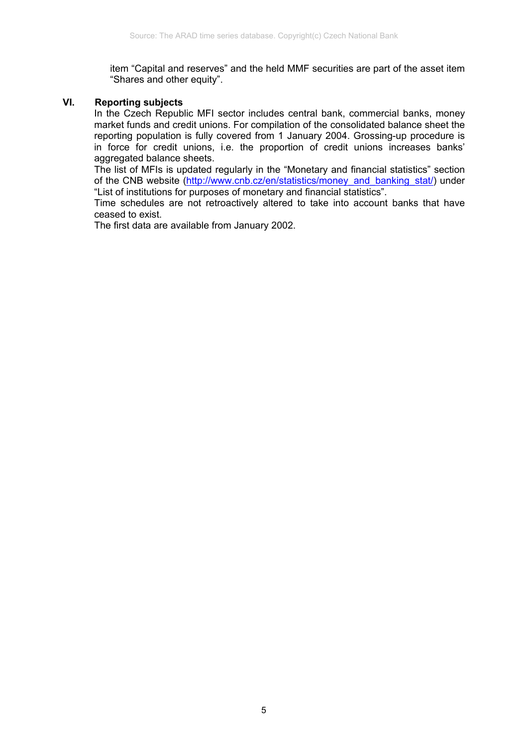item “Capital and reserves” and the held MMF securities are part of the asset item “Shares and other equity”.

## VI. Reporting subjects

In the Czech Republic MFI sector includes central bank, commercial banks, money market funds and credit unions. For compilation of the consolidated balance sheet the reporting population is fully covered from 1 January 2004. Grossing-up procedure is in force for credit unions, i.e. the proportion of credit unions increases banks' aggregated balance sheets.

The list of MFIs is updated regularly in the “Monetary and financial statistics” section of the CNB website (http://www.cnb.cz/en/statistics/money_and_banking_stat/) under “List of institutions for purposes of monetary and financial statistics”.

Time schedules are not retroactively altered to take into account banks that have ceased to exist.

The first data are available from January 2002.